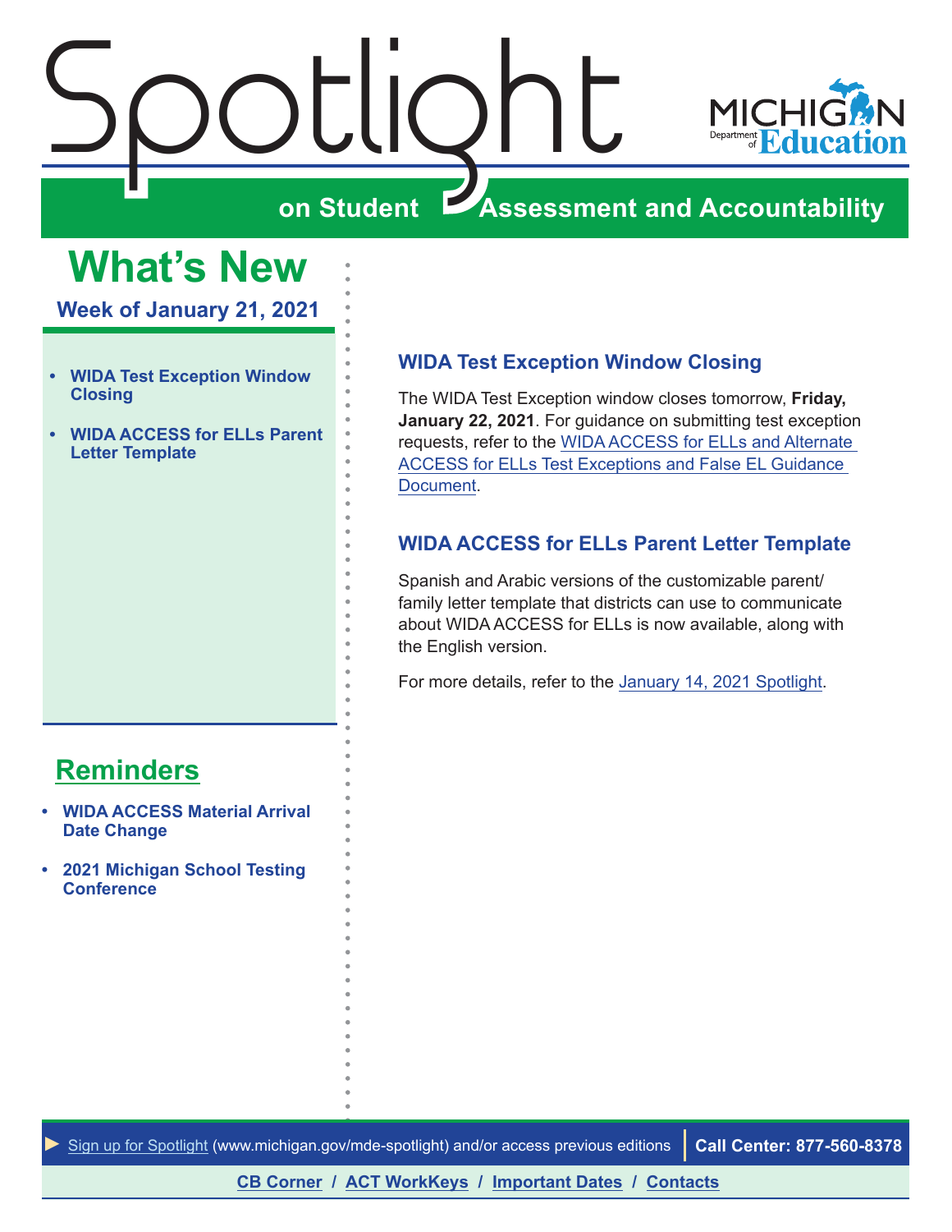# Spotlight

## on Student Assessment and Accountability

MICHIGAN Department of Education

# What's New

### Week of January 21, 2021

- WIDA Test Exception Window Closing
- WIDA ACCESS for ELLs Parent Letter Template

## Reminders

- WIDA ACCESS Material Arrival Date Change
- 2021 Michigan School Testing Conference

### WIDA Test Exception Window Closing

The WIDA Test Exception window closes tomorrow, **Friday, January 22, 2021**. For guidance on submitting test exception requests, refer to the WIDA ACCESS for ELLs and Alternate ACCESS for ELLs Test Exceptions and False EL Guidance Document.

### WIDA ACCESS for ELLs Parent Letter Template

Spanish and Arabic versions of the customizable parent/family letter template that districts can use to communicate about WIDA ACCESS for ELLs is now available, along with the English version.

For more details, refer to the January 14, 2021 Spotlight.

► Sign up for Spotlight (www.michigan.gov/mde-spotlight) and/or access previous editions | **Call Center: 877-560-8378**

CB Corner / ACT WorkKeys / Important Dates / Contacts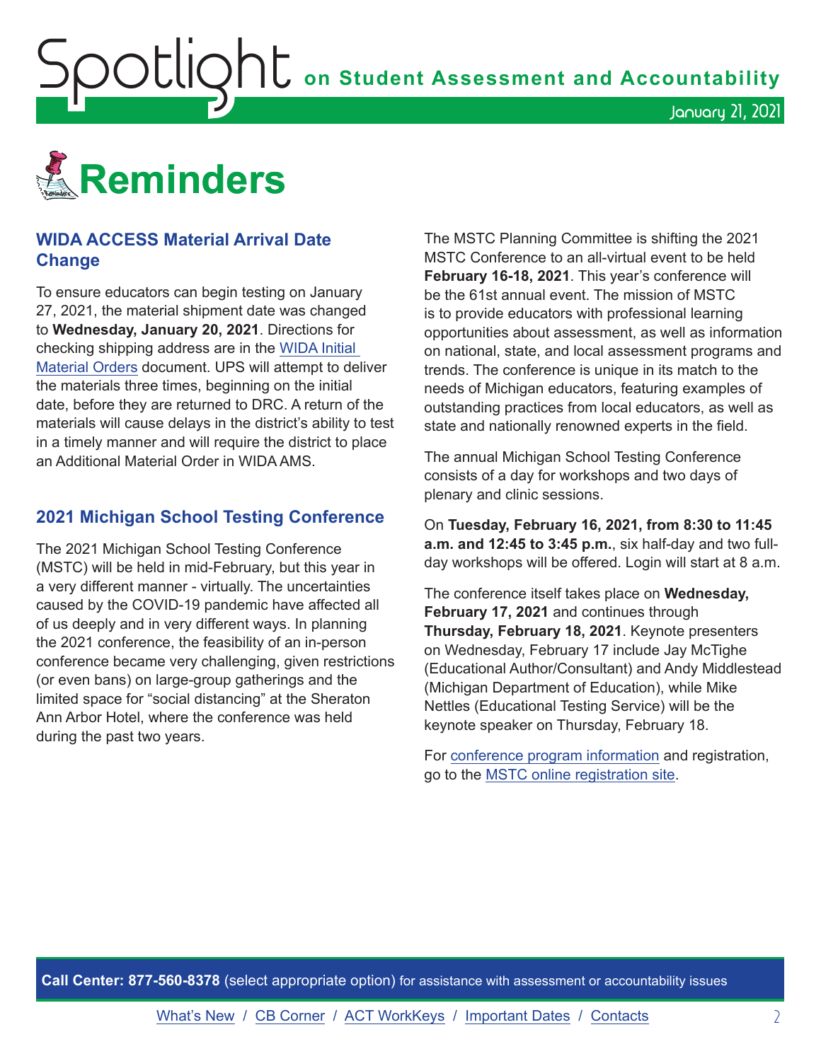# Reminders

## WIDA ACCESS Material Arrival Date Change

To ensure educators can begin testing on January 27, 2021, the material shipment date was changed to **Wednesday, January 20, 2021**. Directions for checking shipping address are in the WIDA Initial Material Orders document. UPS will attempt to deliver the materials three times, beginning on the initial date, before they are returned to DRC. A return of the materials will cause delays in the district's ability to test in a timely manner and will require the district to place an Additional Material Order in WIDA AMS.

## 2021 Michigan School Testing Conference

The 2021 Michigan School Testing Conference (MSTC) will be held in mid-February, but this year in a very different manner - virtually. The uncertainties caused by the COVID-19 pandemic have affected all of us deeply and in very different ways. In planning the 2021 conference, the feasibility of an in-person conference became very challenging, given restrictions (or even bans) on large-group gatherings and the limited space for "social distancing" at the Sheraton Ann Arbor Hotel, where the conference was held during the past two years.

The MSTC Planning Committee is shifting the 2021 MSTC Conference to an all-virtual event to be held **February 16-18, 2021**. This year's conference will be the 61st annual event. The mission of MSTC is to provide educators with professional learning opportunities about assessment, as well as information on national, state, and local assessment programs and trends. The conference is unique in its match to the needs of Michigan educators, featuring examples of outstanding practices from local educators, as well as state and nationally renowned experts in the field.

The annual Michigan School Testing Conference consists of a day for workshops and two days of plenary and clinic sessions.

On **Tuesday, February 16, 2021, from 8:30 to 11:45 a.m. and 12:45 to 3:45 p.m.**, six half-day and two full-day workshops will be offered. Login will start at 8 a.m.

The conference itself takes place on **Wednesday, February 17, 2021** and continues through **Thursday, February 18, 2021**. Keynote presenters on Wednesday, February 17 include Jay McTighe (Educational Author/Consultant) and Andy Middlestead (Michigan Department of Education), while Mike Nettles (Educational Testing Service) will be the keynote speaker on Thursday, February 18.

For conference program information and registration, go to the MSTC online registration site.

**Call Center: 877-560-8378** (select appropriate option) for assistance with assessment or accountability issues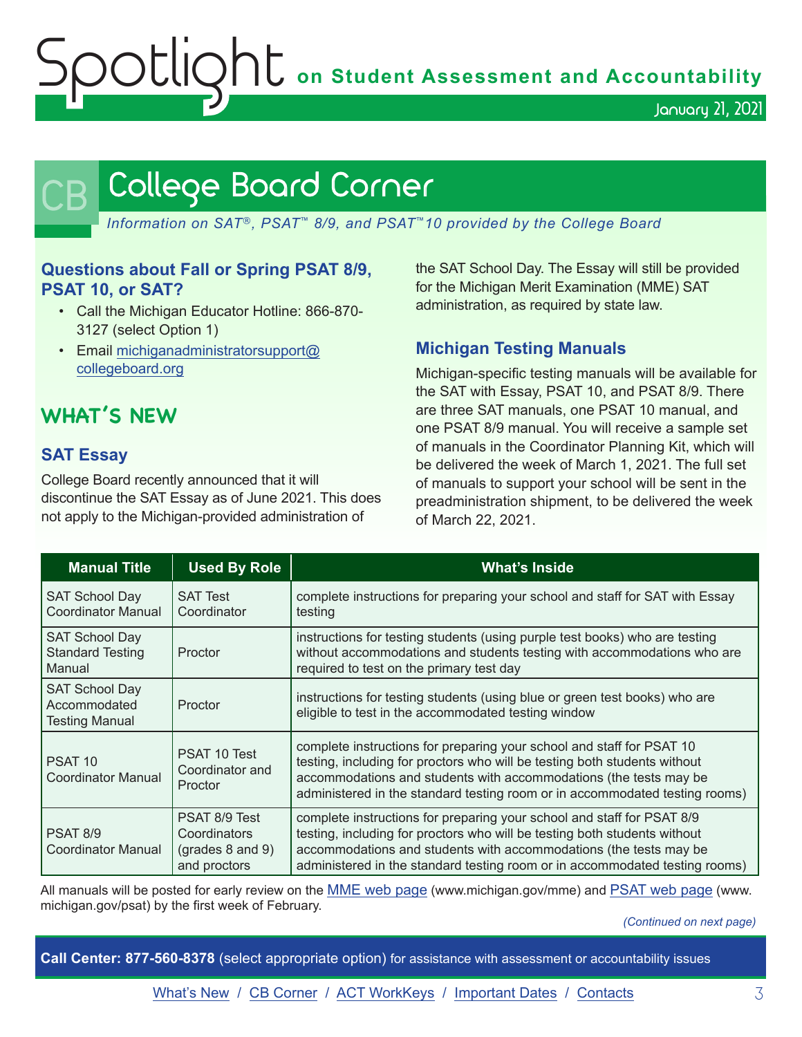# College Board Corner

*Information on SAT®, PSAT™ 8/9, and PSAT™10 provided by the College Board*

### Questions about Fall or Spring PSAT 8/9, PSAT 10, or SAT?

- Call the Michigan Educator Hotline: 866-870-3127 (select Option 1)
- Email michiganadministratorsupport@collegeboard.org

## WHAT'S NEW

### SAT Essay

College Board recently announced that it will discontinue the SAT Essay as of June 2021. This does not apply to the Michigan-provided administration of the SAT School Day. The Essay will still be provided for the Michigan Merit Examination (MME) SAT administration, as required by state law.

### Michigan Testing Manuals

Michigan-specific testing manuals will be available for the SAT with Essay, PSAT 10, and PSAT 8/9. There are three SAT manuals, one PSAT 10 manual, and one PSAT 8/9 manual. You will receive a sample set of manuals in the Coordinator Planning Kit, which will be delivered the week of March 1, 2021. The full set of manuals to support your school will be sent in the preadministration shipment, to be delivered the week of March 22, 2021.

| Manual Title | Used By Role | What's Inside |
|---|---|---|
| SAT School Day Coordinator Manual | SAT Test Coordinator | complete instructions for preparing your school and staff for SAT with Essay testing |
| SAT School Day Standard Testing Manual | Proctor | instructions for testing students (using purple test books) who are testing without accommodations and students testing with accommodations who are required to test on the primary test day |
| SAT School Day Accommodated Testing Manual | Proctor | instructions for testing students (using blue or green test books) who are eligible to test in the accommodated testing window |
| PSAT 10 Coordinator Manual | PSAT 10 Test Coordinator and Proctor | complete instructions for preparing your school and staff for PSAT 10 testing, including for proctors who will be testing both students without accommodations and students with accommodations (the tests may be administered in the standard testing room or in accommodated testing rooms) |
| PSAT 8/9 Coordinator Manual | PSAT 8/9 Test Coordinators (grades 8 and 9) and proctors | complete instructions for preparing your school and staff for PSAT 8/9 testing, including for proctors who will be testing both students without accommodations and students with accommodations (the tests may be administered in the standard testing room or in accommodated testing rooms) |

All manuals will be posted for early review on the MME web page (www.michigan.gov/mme) and PSAT web page (www.michigan.gov/psat) by the first week of February.

*(Continued on next page)*

**Call Center: 877-560-8378** (select appropriate option) for assistance with assessment or accountability issues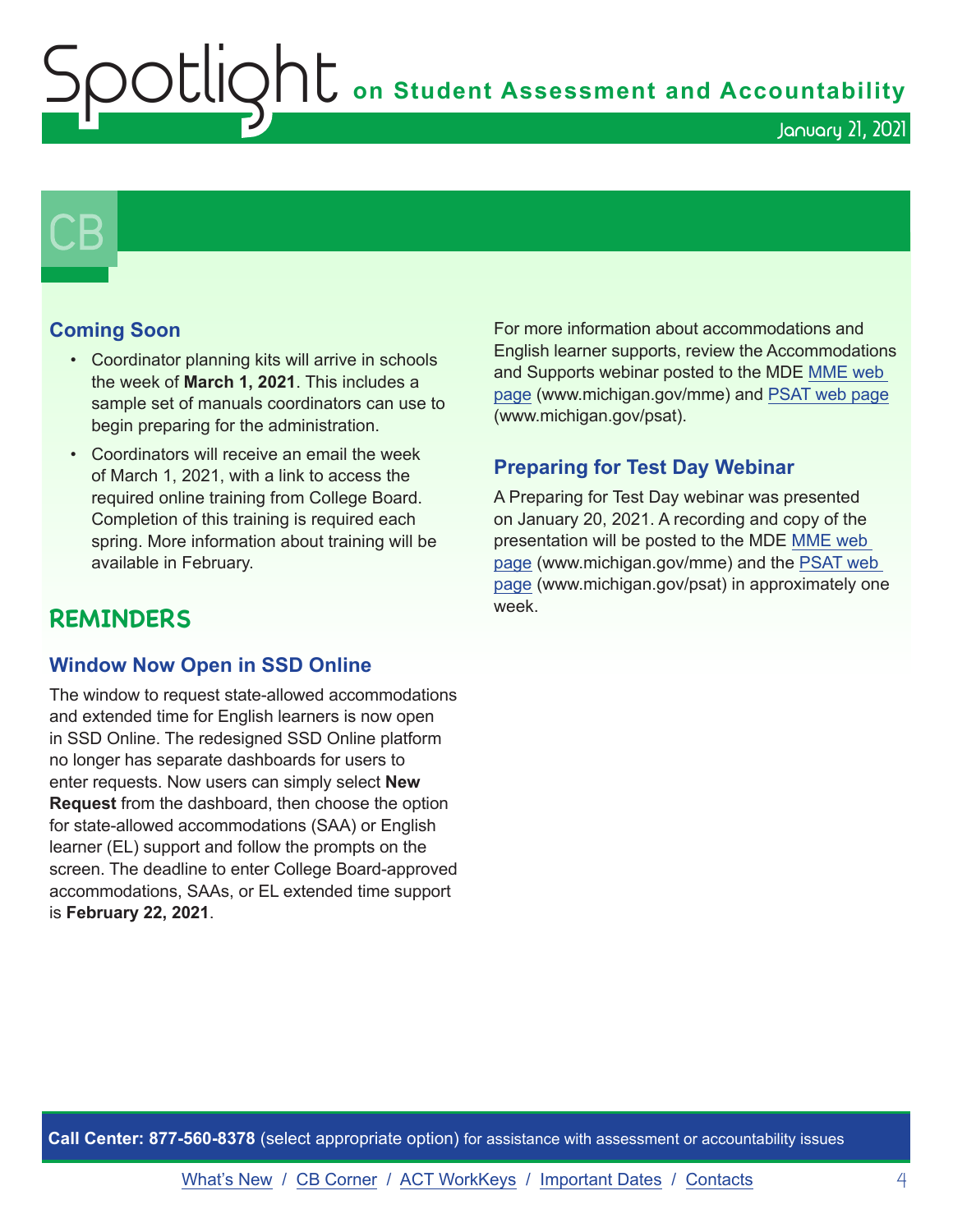# CB

### Coming Soon

- Coordinator planning kits will arrive in schools the week of **March 1, 2021**. This includes a sample set of manuals coordinators can use to begin preparing for the administration.
- Coordinators will receive an email the week of March 1, 2021, with a link to access the required online training from College Board. Completion of this training is required each spring. More information about training will be available in February.

## REMINDERS

### Window Now Open in SSD Online

The window to request state-allowed accommodations and extended time for English learners is now open in SSD Online. The redesigned SSD Online platform no longer has separate dashboards for users to enter requests. Now users can simply select **New Request** from the dashboard, then choose the option for state-allowed accommodations (SAA) or English learner (EL) support and follow the prompts on the screen. The deadline to enter College Board-approved accommodations, SAAs, or EL extended time support is **February 22, 2021**.

For more information about accommodations and English learner supports, review the Accommodations and Supports webinar posted to the MDE MME web page (www.michigan.gov/mme) and PSAT web page (www.michigan.gov/psat).

### Preparing for Test Day Webinar

A Preparing for Test Day webinar was presented on January 20, 2021. A recording and copy of the presentation will be posted to the MDE MME web page (www.michigan.gov/mme) and the PSAT web page (www.michigan.gov/psat) in approximately one week.

**Call Center: 877-560-8378** (select appropriate option) for assistance with assessment or accountability issues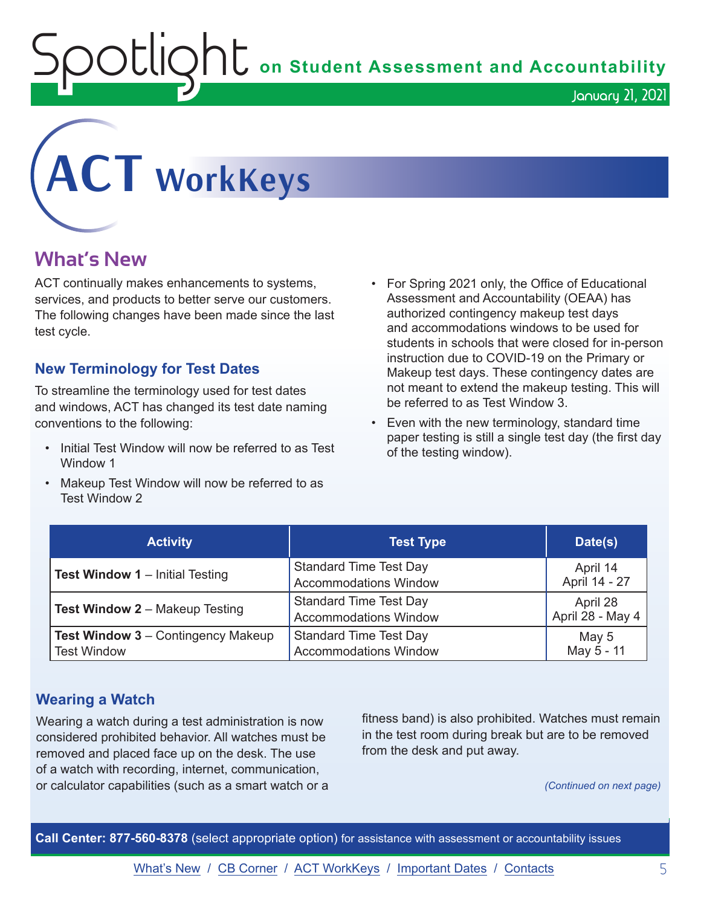# ACT WorkKeys

## What's New

ACT continually makes enhancements to systems, services, and products to better serve our customers. The following changes have been made since the last test cycle.

### New Terminology for Test Dates

To streamline the terminology used for test dates and windows, ACT has changed its test date naming conventions to the following:

- Initial Test Window will now be referred to as Test Window 1
- Makeup Test Window will now be referred to as Test Window 2
- For Spring 2021 only, the Office of Educational Assessment and Accountability (OEAA) has authorized contingency makeup test days and accommodations windows to be used for students in schools that were closed for in-person instruction due to COVID-19 on the Primary or Makeup test days. These contingency dates are not meant to extend the makeup testing. This will be referred to as Test Window 3.
- Even with the new terminology, standard time paper testing is still a single test day (the first day of the testing window).

| Activity | Test Type | Date(s) |
|---|---|---|
| **Test Window 1** – Initial Testing | Standard Time Test Day<br>Accommodations Window | April 14<br>April 14 - 27 |
| **Test Window 2** – Makeup Testing | Standard Time Test Day<br>Accommodations Window | April 28<br>April 28 - May 4 |
| **Test Window 3** – Contingency Makeup Test Window | Standard Time Test Day<br>Accommodations Window | May 5<br>May 5 - 11 |

### Wearing a Watch

Wearing a watch during a test administration is now considered prohibited behavior. All watches must be removed and placed face up on the desk. The use of a watch with recording, internet, communication, or calculator capabilities (such as a smart watch or a fitness band) is also prohibited. Watches must remain in the test room during break but are to be removed from the desk and put away.

*(Continued on next page)*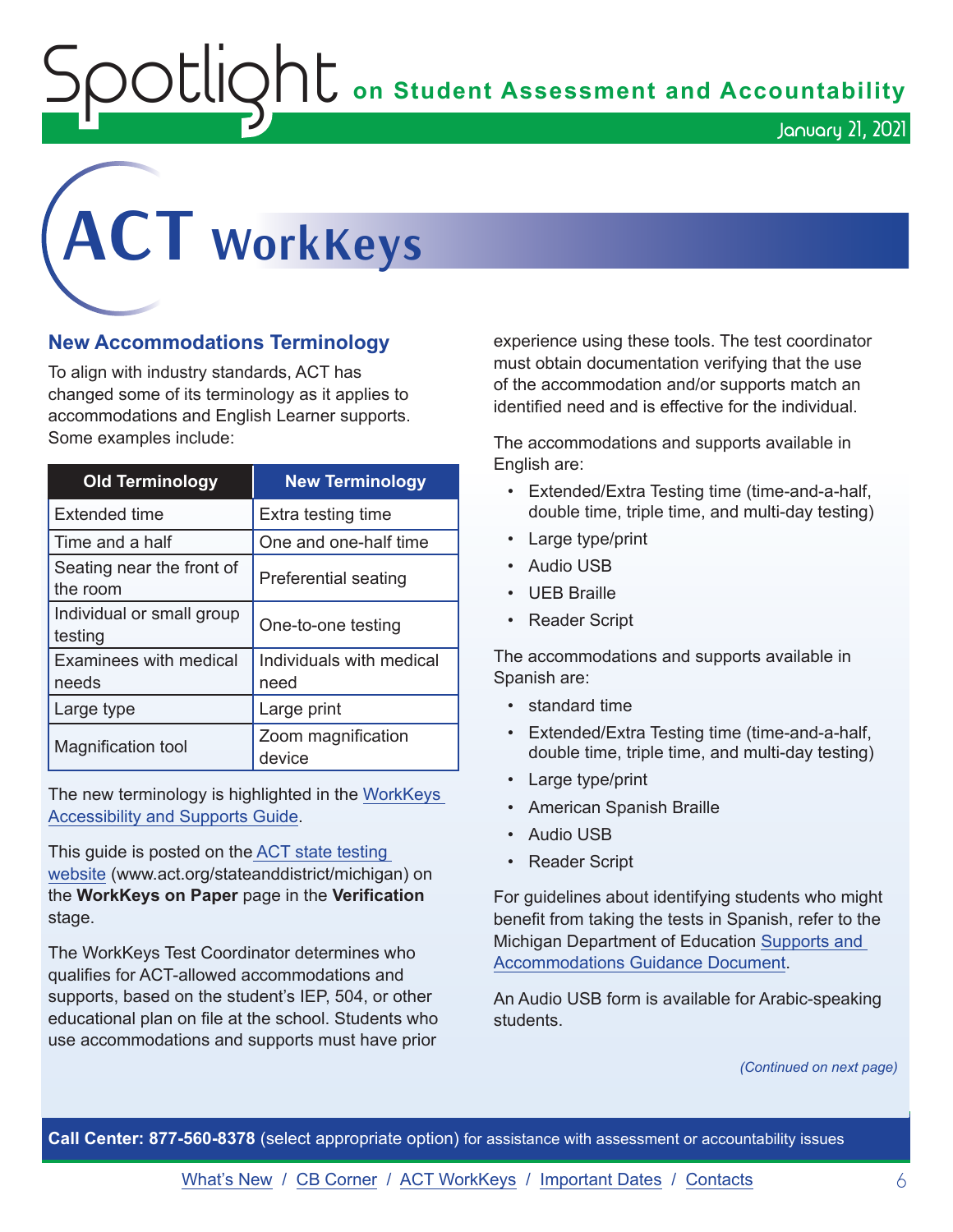# ACT WorkKeys

## New Accommodations Terminology

To align with industry standards, ACT has changed some of its terminology as it applies to accommodations and English Learner supports. Some examples include:

| Old Terminology | New Terminology |
| --- | --- |
| Extended time | Extra testing time |
| Time and a half | One and one-half time |
| Seating near the front of the room | Preferential seating |
| Individual or small group testing | One-to-one testing |
| Examinees with medical needs | Individuals with medical need |
| Large type | Large print |
| Magnification tool | Zoom magnification device |

The new terminology is highlighted in the WorkKeys Accessibility and Supports Guide.

This guide is posted on the ACT state testing website (www.act.org/stateanddistrict/michigan) on the **WorkKeys on Paper** page in the **Verification** stage.

The WorkKeys Test Coordinator determines who qualifies for ACT-allowed accommodations and supports, based on the student's IEP, 504, or other educational plan on file at the school. Students who use accommodations and supports must have prior experience using these tools. The test coordinator must obtain documentation verifying that the use of the accommodation and/or supports match an identified need and is effective for the individual.

The accommodations and supports available in English are:

- Extended/Extra Testing time (time-and-a-half, double time, triple time, and multi-day testing)
- Large type/print
- Audio USB
- UEB Braille
- Reader Script

The accommodations and supports available in Spanish are:

- standard time
- Extended/Extra Testing time (time-and-a-half, double time, triple time, and multi-day testing)
- Large type/print
- American Spanish Braille
- Audio USB
- Reader Script

For guidelines about identifying students who might benefit from taking the tests in Spanish, refer to the Michigan Department of Education Supports and Accommodations Guidance Document.

An Audio USB form is available for Arabic-speaking students.

*(Continued on next page)*

**Call Center: 877-560-8378** (select appropriate option) for assistance with assessment or accountability issues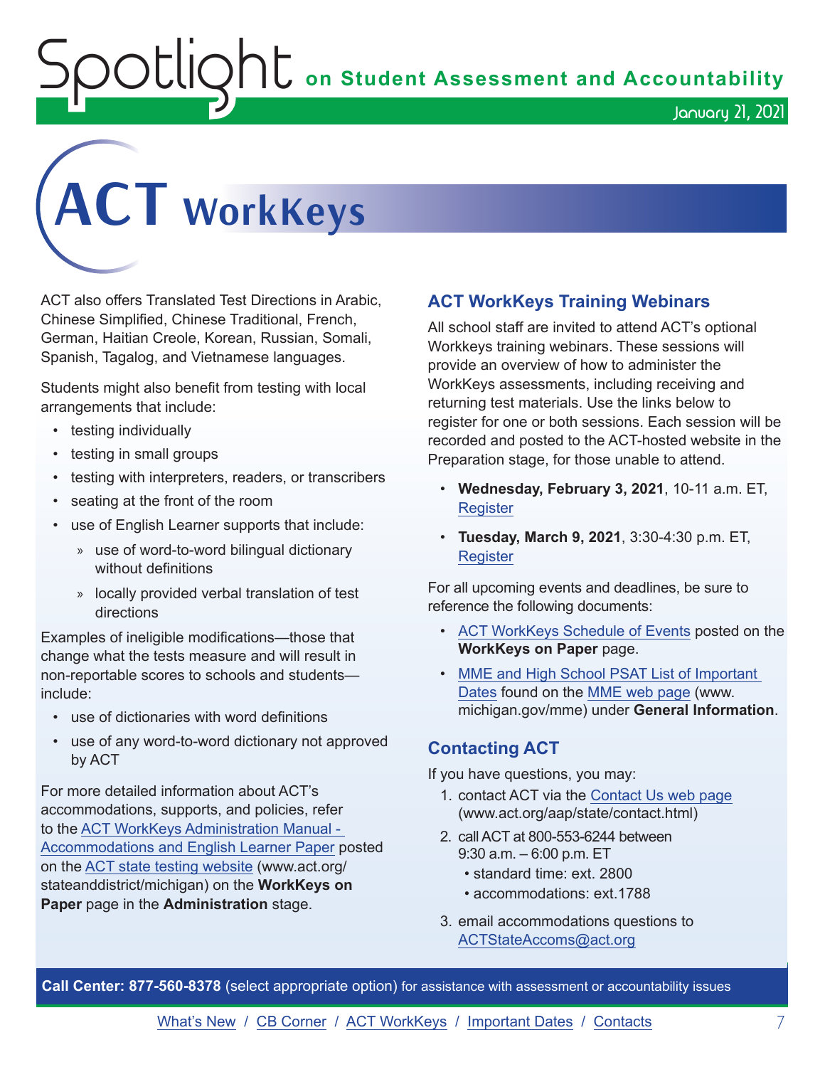# ACT WorkKeys

ACT also offers Translated Test Directions in Arabic, Chinese Simplified, Chinese Traditional, French, German, Haitian Creole, Korean, Russian, Somali, Spanish, Tagalog, and Vietnamese languages.

Students might also benefit from testing with local arrangements that include:

- testing individually
- testing in small groups
- testing with interpreters, readers, or transcribers
- seating at the front of the room
- use of English Learner supports that include:
  - use of word-to-word bilingual dictionary without definitions
  - locally provided verbal translation of test directions

Examples of ineligible modifications—those that change what the tests measure and will result in non-reportable scores to schools and students—include:

- use of dictionaries with word definitions
- use of any word-to-word dictionary not approved by ACT

For more detailed information about ACT's accommodations, supports, and policies, refer to the ACT WorkKeys Administration Manual - Accommodations and English Learner Paper posted on the ACT state testing website (www.act.org/stateanddistrict/michigan) on the **WorkKeys on Paper** page in the **Administration** stage.

## ACT WorkKeys Training Webinars

All school staff are invited to attend ACT's optional Workkeys training webinars. These sessions will provide an overview of how to administer the WorkKeys assessments, including receiving and returning test materials. Use the links below to register for one or both sessions. Each session will be recorded and posted to the ACT-hosted website in the Preparation stage, for those unable to attend.

- **Wednesday, February 3, 2021**, 10-11 a.m. ET, Register
- **Tuesday, March 9, 2021**, 3:30-4:30 p.m. ET, Register

For all upcoming events and deadlines, be sure to reference the following documents:

- ACT WorkKeys Schedule of Events posted on the **WorkKeys on Paper** page.
- MME and High School PSAT List of Important Dates found on the MME web page (www.michigan.gov/mme) under **General Information**.

## Contacting ACT

If you have questions, you may:

1. contact ACT via the Contact Us web page (www.act.org/aap/state/contact.html)
2. call ACT at 800-553-6244 between 9:30 a.m. – 6:00 p.m. ET
   - standard time: ext. 2800
   - accommodations: ext.1788
3. email accommodations questions to ACTStateAccoms@act.org

**Call Center: 877-560-8378** (select appropriate option) for assistance with assessment or accountability issues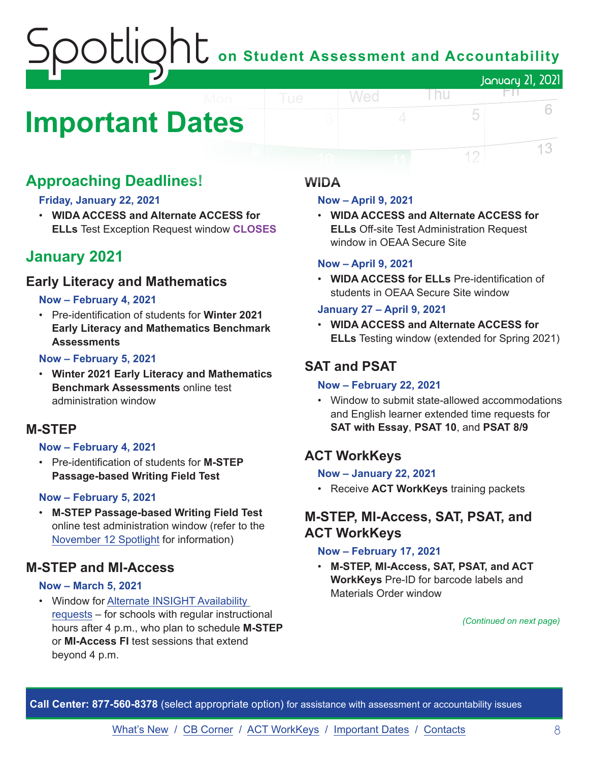# Important Dates

## Approaching Deadlines!

**Friday, January 22, 2021**

- **WIDA ACCESS and Alternate ACCESS for ELLs** Test Exception Request window **CLOSES**

## January 2021

### Early Literacy and Mathematics

**Now – February 4, 2021**

- Pre-identification of students for **Winter 2021 Early Literacy and Mathematics Benchmark Assessments**

**Now – February 5, 2021**

- **Winter 2021 Early Literacy and Mathematics Benchmark Assessments** online test administration window

### M-STEP

**Now – February 4, 2021**

- Pre-identification of students for **M-STEP Passage-based Writing Field Test**

**Now – February 5, 2021**

- **M-STEP Passage-based Writing Field Test** online test administration window (refer to the November 12 Spotlight for information)

### M-STEP and MI-Access

**Now – March 5, 2021**

- Window for Alternate INSIGHT Availability requests – for schools with regular instructional hours after 4 p.m., who plan to schedule **M-STEP** or **MI-Access FI** test sessions that extend beyond 4 p.m.

### WIDA

**Now – April 9, 2021**

- **WIDA ACCESS and Alternate ACCESS for ELLs** Off-site Test Administration Request window in OEAA Secure Site

**Now – April 9, 2021**

- **WIDA ACCESS for ELLs** Pre-identification of students in OEAA Secure Site window

**January 27 – April 9, 2021**

- **WIDA ACCESS and Alternate ACCESS for ELLs** Testing window (extended for Spring 2021)

### SAT and PSAT

**Now – February 22, 2021**

- Window to submit state-allowed accommodations and English learner extended time requests for **SAT with Essay**, **PSAT 10**, and **PSAT 8/9**

### ACT WorkKeys

**Now – January 22, 2021**

- Receive **ACT WorkKeys** training packets

### M-STEP, MI-Access, SAT, PSAT, and ACT WorkKeys

**Now – February 17, 2021**

- **M-STEP, MI-Access, SAT, PSAT, and ACT WorkKeys** Pre-ID for barcode labels and Materials Order window

*(Continued on next page)*

**Call Center: 877-560-8378** (select appropriate option) for assistance with assessment or accountability issues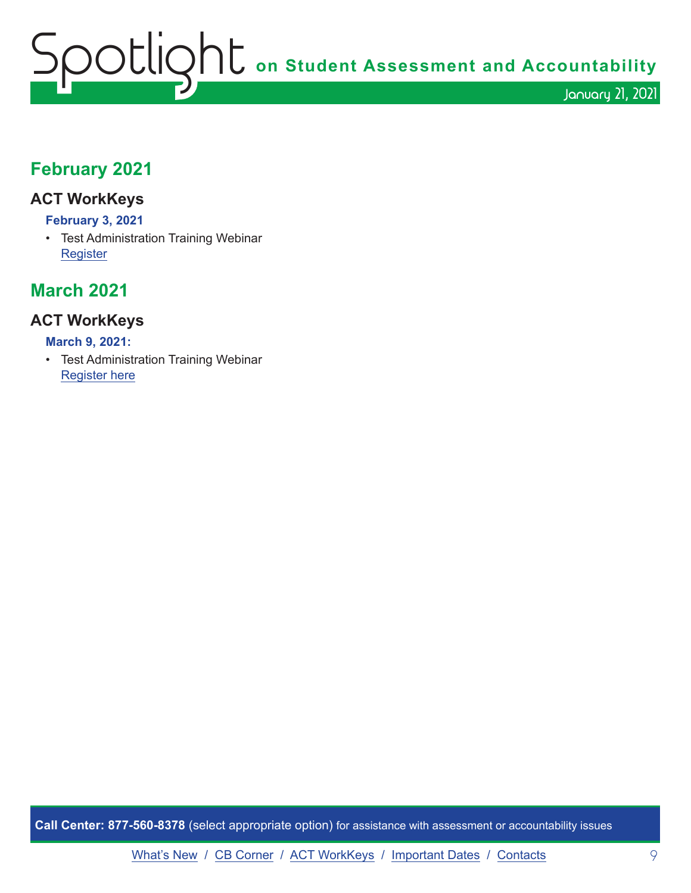## February 2021

### ACT WorkKeys

**February 3, 2021**

- Test Administration Training Webinar
  Register

## March 2021

### ACT WorkKeys

**March 9, 2021:**

- Test Administration Training Webinar
  Register here

**Call Center: 877-560-8378** (select appropriate option) for assistance with assessment or accountability issues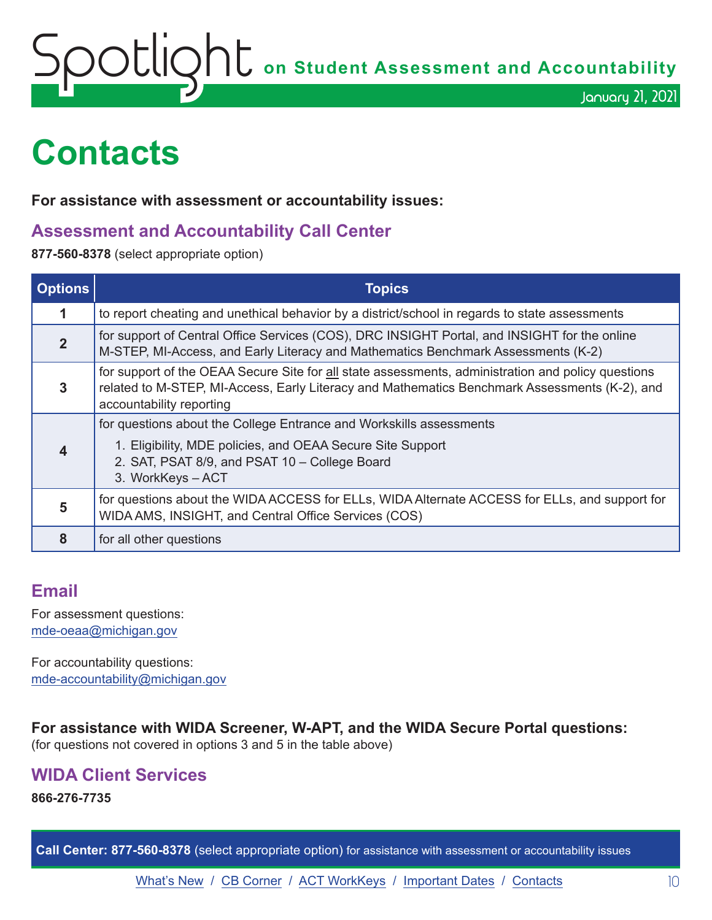# Contacts

**For assistance with assessment or accountability issues:**

## Assessment and Accountability Call Center

**877-560-8378** (select appropriate option)

| Options | Topics |
|---|---|
| **1** | to report cheating and unethical behavior by a district/school in regards to state assessments |
| **2** | for support of Central Office Services (COS), DRC INSIGHT Portal, and INSIGHT for the online M-STEP, MI-Access, and Early Literacy and Mathematics Benchmark Assessments (K-2) |
| **3** | for support of the OEAA Secure Site for all state assessments, administration and policy questions related to M-STEP, MI-Access, Early Literacy and Mathematics Benchmark Assessments (K-2), and accountability reporting |
| **4** | for questions about the College Entrance and Workskills assessments<br>1. Eligibility, MDE policies, and OEAA Secure Site Support<br>2. SAT, PSAT 8/9, and PSAT 10 – College Board<br>3. WorkKeys – ACT |
| **5** | for questions about the WIDA ACCESS for ELLs, WIDA Alternate ACCESS for ELLs, and support for WIDA AMS, INSIGHT, and Central Office Services (COS) |
| **8** | for all other questions |

## Email

For assessment questions:
mde-oeaa@michigan.gov

For accountability questions:
mde-accountability@michigan.gov

**For assistance with WIDA Screener, W-APT, and the WIDA Secure Portal questions:**
(for questions not covered in options 3 and 5 in the table above)

## WIDA Client Services

**866-276-7735**